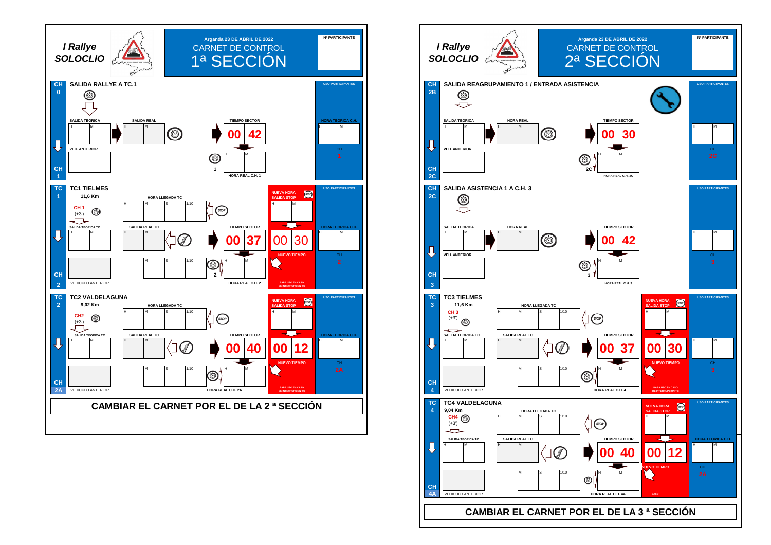# I Rallye SOLOCLIO

## Arganda 23 DE ABRIL DE 2022 — CARNET DE CONTROL 1ª SECCIÓN

Nº PARTICIPANTE

### CH 0 — SALIDA RALLYE A TC.1

USO PARTICIPANTES

| SALIDA TEORICA | | SALIDA REAL | | TIEMPO SECTOR | | HORA TEORICA C.H. | |
|---|---|---|---|---|---|---|---|
| H | M | H | M | 00 | 42 | H | M |

VEH. ANTERIOR

HORA REAL C.H. 1: H | M

CH 1

### TC 1 — TC1 TIELMES

11,6 Km

CH 1 (+3')

| HORA LLEGADA TC | | | | NUEVA HORA SALIDA STOP | |
|---|---|---|---|---|---|
| H | M | S | 1/10 | H | M |

| SALIDA TEORICA TC | | SALIDA REAL TC | | TIEMPO SECTOR | | NUEVO TIEMPO | | HORA TEORICA C.H. | |
|---|---|---|---|---|---|---|---|---|---|
| H | M | H | M | 00 | 37 | 00 | 30 | H | M |

VEHICULO ANTERIOR

M | S | 1/10

HORA REAL C.H. 2: H | M

PARA USO EN CASO DE INTERRUPCION TC

CH 2

### TC 2 — TC2 VALDELAGUNA

9,02 Km

CH2 (+3')

| HORA LLEGADA TC | | | | NUEVA HORA SALIDA STOP | |
|---|---|---|---|---|---|
| H | M | S | 1/10 | H | M |

| SALIDA TEORICA TC | | SALIDA REAL TC | | TIEMPO SECTOR | | NUEVO TIEMPO | | HORA TEORICA C.H. | |
|---|---|---|---|---|---|---|---|---|---|
| H | M | H | M | 00 | 40 | 00 | 12 | H | M |

VEHICULO ANTERIOR

M | S | 1/10

HORA REAL C.H. 2A: H | M

PARA USO EN CASO DE INTERRUPCION TC

CH 2A

**CAMBIAR EL CARNET POR EL DE LA 2 ª SECCIÓN**

# I Rallye SOLOCLIO

## Arganda 23 DE ABRIL DE 2022 — CARNET DE CONTROL 2ª SECCIÓN

Nº PARTICIPANTE

### CH 2B — SALIDA REAGRUPAMIENTO 1 / ENTRADA ASISTENCIA

USO PARTICIPANTES

| SALIDA TEORICA | | HORA REAL | | TIEMPO SECTOR | | | |
|---|---|---|---|---|---|---|---|
| H | M | H | M | 00 | 30 | H | M |

VEH. ANTERIOR

HORA REAL C.H. 2C: H | M

CH 2C

### CH 2C — SALIDA ASISTENCIA 1 A C.H. 3

USO PARTICIPANTES

| SALIDA TEORICA | | HORA REAL | | TIEMPO SECTOR | | | |
|---|---|---|---|---|---|---|---|
| H | M | H | M | 00 | 42 | H | M |

VEH. ANTERIOR

HORA REAL C.H. 3: H | M

CH 3

### TC 3 — TC3 TIELMES

11,6 Km

CH 3 (+3')

| HORA LLEGADA TC | | | | NUEVA HORA SALIDA STOP | |
|---|---|---|---|---|---|
| H | M | S | 1/10 | H | M |

| SALIDA TEORICA TC | | SALIDA REAL TC | | TIEMPO SECTOR | | NUEVO TIEMPO | | | |
|---|---|---|---|---|---|---|---|---|---|
| H | M | H | M | 00 | 37 | 00 | 30 | H | M |

VEHICULO ANTERIOR

M | S | 1/10

HORA REAL C.H. 4: H | M

PARA USO EN CASO DE INTERRUPCION TC

CH 3

CH 4

### TC 4 — TC4 VALDELAGUNA

9,04 Km

CH4 (+3')

| HORA LLEGADA TC | | | | NUEVA HORA SALIDA STOP | |
|---|---|---|---|---|---|
| H | M | S | 1/10 | H | M |

| SALIDA TEORICA TC | | SALIDA REAL TC | | TIEMPO SECTOR | | NUEVO TIEMPO | | HORA TEORICA C.H. | |
|---|---|---|---|---|---|---|---|---|---|
| H | M | H | M | 00 | 40 | 00 | 12 | H | M |

VEHICULO ANTERIOR

M | S | 1/10

HORA REAL C.H. 4A: H | M

CASO

CH 2A

CH 4A

**CAMBIAR EL CARNET POR EL DE LA 3 ª SECCIÓN**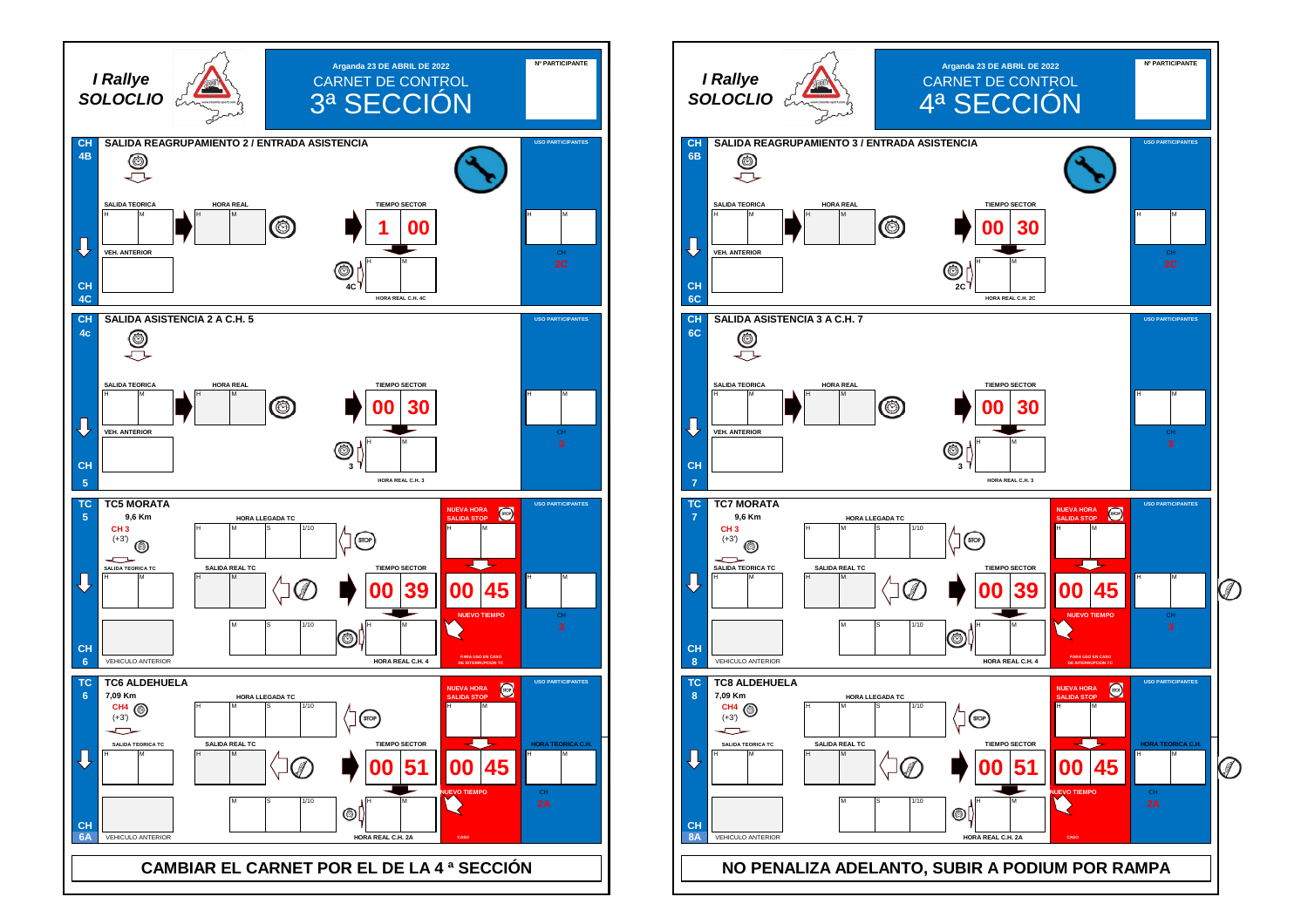# I Rallye SOLOCLIO

## Arganda 23 DE ABRIL DE 2022 — CARNET DE CONTROL — 3ª SECCIÓN

Nº PARTICIPANTE

### CH 4B — SALIDA REAGRUPAMIENTO 2 / ENTRADA ASISTENCIA

USO PARTICIPANTES

SALIDA TEORICA (H | M) — HORA REAL (H | M) — TIEMPO SECTOR: 1 00

VEH. ANTERIOR

4C — HORA REAL C.H. 4C (H | M)

CH 2C

CH 4C

### CH 4c — SALIDA ASISTENCIA 2 A C.H. 5

USO PARTICIPANTES

SALIDA TEORICA (H | M) — HORA REAL (H | M) — TIEMPO SECTOR: 00 30

VEH. ANTERIOR

3 — HORA REAL C.H. 3 (H | M)

CH 3

CH 5

### TC 5 — TC5 MORATA

9,6 Km

CH 3 (+3')

HORA LLEGADA TC (H | M | S | 1/10)

NUEVA HORA SALIDA STOP (H | M)

USO PARTICIPANTES

SALIDA TEORICA TC (H | M) — SALIDA REAL TC (H | M) — TIEMPO SECTOR: 00 39 — 00 45

NUEVO TIEMPO

(M | S | 1/10) — HORA REAL C.H. 4 (H | M)

VEHICULO ANTERIOR

PARA USO EN CASO DE INTERRUPCION TC

CH 3

CH 6

### TC 6 — TC6 ALDEHUELA

7,09 Km

CH4 (+3')

HORA LLEGADA TC (H | M | S | 1/10)

NUEVA HORA SALIDA STOP (H | M)

USO PARTICIPANTES

SALIDA TEORICA TC (H | M) — SALIDA REAL TC (H | M) — TIEMPO SECTOR: 00 51 — 00 45

HORA TEORICA C.H. (H | M)

NUEVO TIEMPO

(M | S | 1/10) — HORA REAL C.H. 2A (H | M)

VEHICULO ANTERIOR

CASO

CH 2A

CH 6A

**CAMBIAR EL CARNET POR EL DE LA 4 ª SECCIÓN**

# I Rallye SOLOCLIO

## Arganda 23 DE ABRIL DE 2022 — CARNET DE CONTROL — 4ª SECCIÓN

Nº PARTICIPANTE

### CH 6B — SALIDA REAGRUPAMIENTO 3 / ENTRADA ASISTENCIA

USO PARTICIPANTES

SALIDA TEORICA (H | M) — HORA REAL (H | M) — TIEMPO SECTOR: 00 30

VEH. ANTERIOR

2C — HORA REAL C.H. 2C (H | M)

CH 2C

CH 6C

### CH 6C — SALIDA ASISTENCIA 3 A C.H. 7

USO PARTICIPANTES

SALIDA TEORICA (H | M) — HORA REAL (H | M) — TIEMPO SECTOR: 00 30

VEH. ANTERIOR

3 — HORA REAL C.H. 3 (H | M)

CH 3

CH 7

### TC 7 — TC7 MORATA

9,6 Km

CH 3 (+3')

HORA LLEGADA TC (H | M | S | 1/10)

NUEVA HORA SALIDA STOP (H | M)

USO PARTICIPANTES

SALIDA TEORICA TC (H | M) — SALIDA REAL TC (H | M) — TIEMPO SECTOR: 00 39 — 00 45

NUEVO TIEMPO

(M | S | 1/10) — HORA REAL C.H. 4 (H | M)

VEHICULO ANTERIOR

PARA USO EN CASO DE INTERRUPCION TC

CH 3

CH 8

### TC 8 — TC8 ALDEHUELA

7,09 Km

CH4 (+3')

HORA LLEGADA TC (H | M | S | 1/10)

NUEVA HORA SALIDA STOP (H | M)

USO PARTICIPANTES

SALIDA TEORICA TC (H | M) — SALIDA REAL TC (H | M) — TIEMPO SECTOR: 00 51 — 00 45

HORA TEORICA C.H. (H | M)

NUEVO TIEMPO

(M | S | 1/10) — HORA REAL C.H. 2A (H | M)

VEHICULO ANTERIOR

CASO

CH 2A

CH 8A

**NO PENALIZA ADELANTO, SUBIR A PODIUM POR RAMPA**